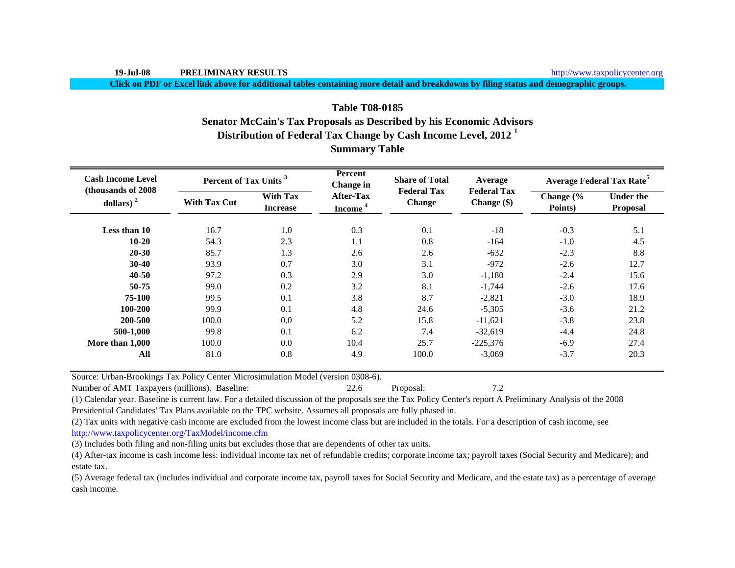19-Jul-08 **PRELIMINARY RESULTS** http://www.taxpolicycenter.org

**Click on PDF or Excel link above for additional tables containing more detail and breakdowns by filing status and demographic groups.**

# Table T08-0185
## Senator McCain's Tax Proposals as Described by his Economic Advisors
## Distribution of Federal Tax Change by Cash Income Level, 2012 [1]
## Summary Table

| Cash Income Level (thousands of 2008 dollars) [2] | Percent of Tax Units [3] | | Percent Change in After-Tax Income [4] | Share of Total Federal Tax Change | Average Federal Tax Change ($) | Average Federal Tax Rate[5] | |
|---|---|---|---|---|---|---|---|
| | With Tax Cut | With Tax Increase | | | | Change (% Points) | Under the Proposal |
| **Less than 10** | 16.7 | 1.0 | 0.3 | 0.1 | -18 | -0.3 | 5.1 |
| **10-20** | 54.3 | 2.3 | 1.1 | 0.8 | -164 | -1.0 | 4.5 |
| **20-30** | 85.7 | 1.3 | 2.6 | 2.6 | -632 | -2.3 | 8.8 |
| **30-40** | 93.9 | 0.7 | 3.0 | 3.1 | -972 | -2.6 | 12.7 |
| **40-50** | 97.2 | 0.3 | 2.9 | 3.0 | -1,180 | -2.4 | 15.6 |
| **50-75** | 99.0 | 0.2 | 3.2 | 8.1 | -1,744 | -2.6 | 17.6 |
| **75-100** | 99.5 | 0.1 | 3.8 | 8.7 | -2,821 | -3.0 | 18.9 |
| **100-200** | 99.9 | 0.1 | 4.8 | 24.6 | -5,305 | -3.6 | 21.2 |
| **200-500** | 100.0 | 0.0 | 5.2 | 15.8 | -11,621 | -3.8 | 23.8 |
| **500-1,000** | 99.8 | 0.1 | 6.2 | 7.4 | -32,619 | -4.4 | 24.8 |
| **More than 1,000** | 100.0 | 0.0 | 10.4 | 25.7 | -225,376 | -6.9 | 27.4 |
| **All** | 81.0 | 0.8 | 4.9 | 100.0 | -3,069 | -3.7 | 20.3 |

Source: Urban-Brookings Tax Policy Center Microsimulation Model (version 0308-6).

Number of AMT Taxpayers (millions). Baseline: 22.6 Proposal: 7.2

(1) Calendar year. Baseline is current law. For a detailed discussion of the proposals see the Tax Policy Center's report A Preliminary Analysis of the 2008 Presidential Candidates' Tax Plans available on the TPC website. Assumes all proposals are fully phased in.

(2) Tax units with negative cash income are excluded from the lowest income class but are included in the totals. For a description of cash income, see http://www.taxpolicycenter.org/TaxModel/income.cfm

(3) Includes both filing and non-filing units but excludes those that are dependents of other tax units.

(4) After-tax income is cash income less: individual income tax net of refundable credits; corporate income tax; payroll taxes (Social Security and Medicare); and estate tax.

(5) Average federal tax (includes individual and corporate income tax, payroll taxes for Social Security and Medicare, and the estate tax) as a percentage of average cash income.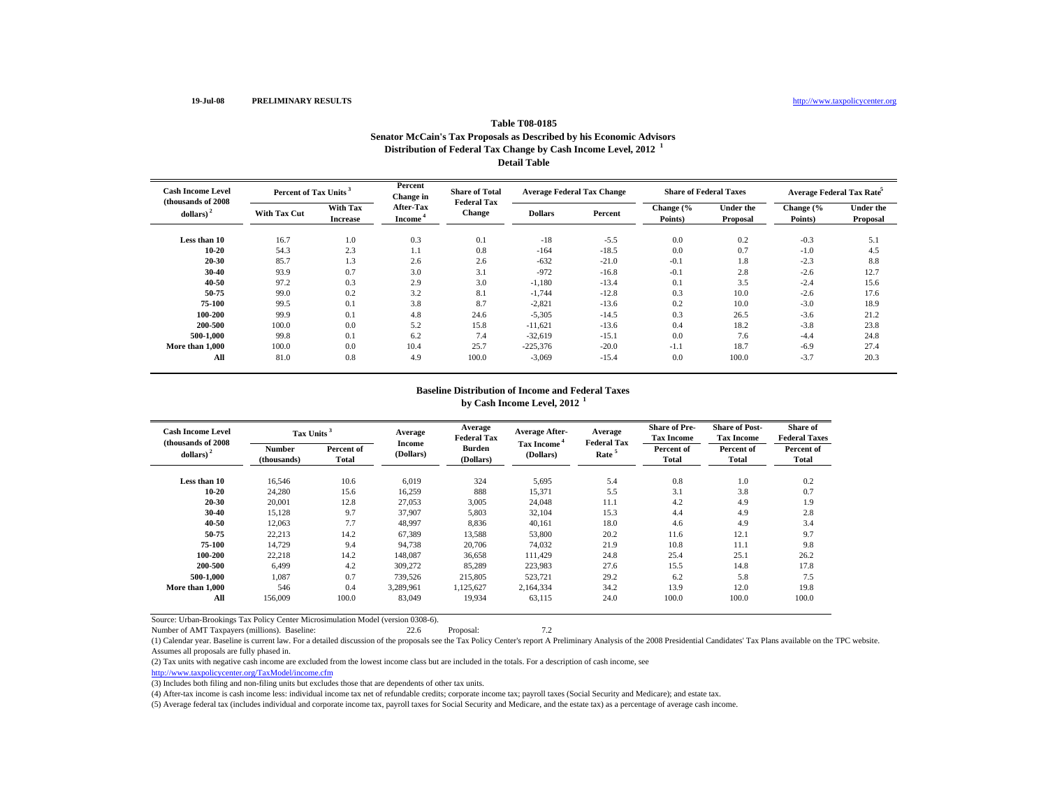19-Jul-08 **PRELIMINARY RESULTS** http://www.taxpolicycenter.org

## Table T08-0185
## Senator McCain's Tax Proposals as Described by his Economic Advisors
## Distribution of Federal Tax Change by Cash Income Level, 2012 [1]
## Detail Table

| Cash Income Level (thousands of 2008 dollars) [2] | Percent of Tax Units [3] | | Percent Change in After-Tax Income [4] | Share of Total Federal Tax Change | Average Federal Tax Change | | Share of Federal Taxes | | Average Federal Tax Rate [5] | |
|---|---|---|---|---|---|---|---|---|---|---|
| | With Tax Cut | With Tax Increase | | | Dollars | Percent | Change (% Points) | Under the Proposal | Change (% Points) | Under the Proposal |
| Less than 10 | 16.7 | 1.0 | 0.3 | 0.1 | -18 | -5.5 | 0.0 | 0.2 | -0.3 | 5.1 |
| 10-20 | 54.3 | 2.3 | 1.1 | 0.8 | -164 | -18.5 | 0.0 | 0.7 | -1.0 | 4.5 |
| 20-30 | 85.7 | 1.3 | 2.6 | 2.6 | -632 | -21.0 | -0.1 | 1.8 | -2.3 | 8.8 |
| 30-40 | 93.9 | 0.7 | 3.0 | 3.1 | -972 | -16.8 | -0.1 | 2.8 | -2.6 | 12.7 |
| 40-50 | 97.2 | 0.3 | 2.9 | 3.0 | -1,180 | -13.4 | 0.1 | 3.5 | -2.4 | 15.6 |
| 50-75 | 99.0 | 0.2 | 3.2 | 8.1 | -1,744 | -12.8 | 0.3 | 10.0 | -2.6 | 17.6 |
| 75-100 | 99.5 | 0.1 | 3.8 | 8.7 | -2,821 | -13.6 | 0.2 | 10.0 | -3.0 | 18.9 |
| 100-200 | 99.9 | 0.1 | 4.8 | 24.6 | -5,305 | -14.5 | 0.3 | 26.5 | -3.6 | 21.2 |
| 200-500 | 100.0 | 0.0 | 5.2 | 15.8 | -11,621 | -13.6 | 0.4 | 18.2 | -3.8 | 23.8 |
| 500-1,000 | 99.8 | 0.1 | 6.2 | 7.4 | -32,619 | -15.1 | 0.0 | 7.6 | -4.4 | 24.8 |
| More than 1,000 | 100.0 | 0.0 | 10.4 | 25.7 | -225,376 | -20.0 | -1.1 | 18.7 | -6.9 | 27.4 |
| All | 81.0 | 0.8 | 4.9 | 100.0 | -3,069 | -15.4 | 0.0 | 100.0 | -3.7 | 20.3 |

### Baseline Distribution of Income and Federal Taxes by Cash Income Level, 2012 [1]

| Cash Income Level (thousands of 2008 dollars) [2] | Tax Units [3] | | Average Income (Dollars) | Average Federal Tax Burden (Dollars) | Average After-Tax Income [4] (Dollars) | Average Federal Tax Rate [5] | Share of Pre-Tax Income | Share of Post-Tax Income | Share of Federal Taxes |
|---|---|---|---|---|---|---|---|---|---|
| | Number (thousands) | Percent of Total | | | | | Percent of Total | Percent of Total | Percent of Total |
| Less than 10 | 16,546 | 10.6 | 6,019 | 324 | 5,695 | 5.4 | 0.8 | 1.0 | 0.2 |
| 10-20 | 24,280 | 15.6 | 16,259 | 888 | 15,371 | 5.5 | 3.1 | 3.8 | 0.7 |
| 20-30 | 20,001 | 12.8 | 27,053 | 3,005 | 24,048 | 11.1 | 4.2 | 4.9 | 1.9 |
| 30-40 | 15,128 | 9.7 | 37,907 | 5,803 | 32,104 | 15.3 | 4.4 | 4.9 | 2.8 |
| 40-50 | 12,063 | 7.7 | 48,997 | 8,836 | 40,161 | 18.0 | 4.6 | 4.9 | 3.4 |
| 50-75 | 22,213 | 14.2 | 67,389 | 13,588 | 53,800 | 20.2 | 11.6 | 12.1 | 9.7 |
| 75-100 | 14,729 | 9.4 | 94,738 | 20,706 | 74,032 | 21.9 | 10.8 | 11.1 | 9.8 |
| 100-200 | 22,218 | 14.2 | 148,087 | 36,658 | 111,429 | 24.8 | 25.4 | 25.1 | 26.2 |
| 200-500 | 6,499 | 4.2 | 309,272 | 85,289 | 223,983 | 27.6 | 15.5 | 14.8 | 17.8 |
| 500-1,000 | 1,087 | 0.7 | 739,526 | 215,805 | 523,721 | 29.2 | 6.2 | 5.8 | 7.5 |
| More than 1,000 | 546 | 0.4 | 3,289,961 | 1,125,627 | 2,164,334 | 34.2 | 13.9 | 12.0 | 19.8 |
| All | 156,009 | 100.0 | 83,049 | 19,934 | 63,115 | 24.0 | 100.0 | 100.0 | 100.0 |

Source: Urban-Brookings Tax Policy Center Microsimulation Model (version 0308-6).

Number of AMT Taxpayers (millions). Baseline: 22.6 Proposal: 7.2

(1) Calendar year. Baseline is current law. For a detailed discussion of the proposals see the Tax Policy Center's report A Preliminary Analysis of the 2008 Presidential Candidates' Tax Plans available on the TPC website. Assumes all proposals are fully phased in.

(2) Tax units with negative cash income are excluded from the lowest income class but are included in the totals. For a description of cash income, see http://www.taxpolicycenter.org/TaxModel/income.cfm

(3) Includes both filing and non-filing units but excludes those that are dependents of other tax units.

(4) After-tax income is cash income less: individual income tax net of refundable credits; corporate income tax; payroll taxes (Social Security and Medicare); and estate tax.

(5) Average federal tax (includes individual and corporate income tax, payroll taxes for Social Security and Medicare, and the estate tax) as a percentage of average cash income.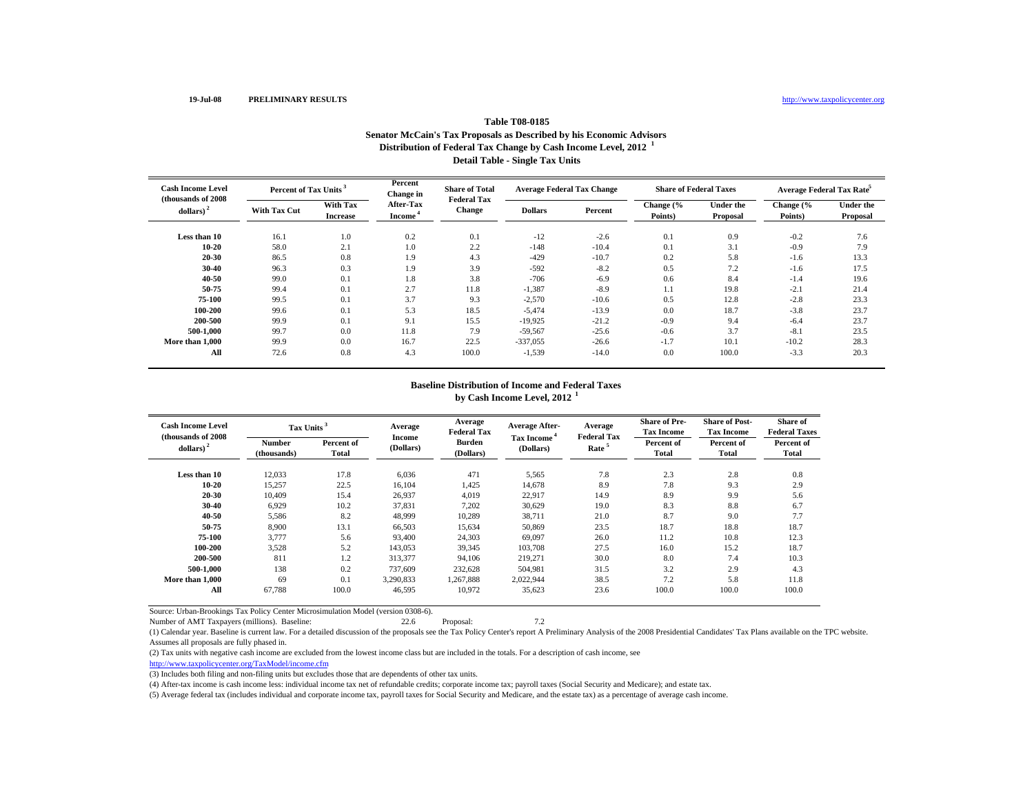19-Jul-08 **PRELIMINARY RESULTS** http://www.taxpolicycenter.org

### Table T08-0185
### Senator McCain's Tax Proposals as Described by his Economic Advisors
### Distribution of Federal Tax Change by Cash Income Level, 2012 [1]
### Detail Table - Single Tax Units

| Cash Income Level (thousands of 2008 dollars) [2] | Percent of Tax Units [3] | | Percent Change in After-Tax Income [4] | Share of Total Federal Tax Change | Average Federal Tax Change | | Share of Federal Taxes | | Average Federal Tax Rate[5] | |
|---|---|---|---|---|---|---|---|---|---|---|
| | With Tax Cut | With Tax Increase | | | Dollars | Percent | Change (% Points) | Under the Proposal | Change (% Points) | Under the Proposal |
| **Less than 10** | 16.1 | 1.0 | 0.2 | 0.1 | -12 | -2.6 | 0.1 | 0.9 | -0.2 | 7.6 |
| **10-20** | 58.0 | 2.1 | 1.0 | 2.2 | -148 | -10.4 | 0.1 | 3.1 | -0.9 | 7.9 |
| **20-30** | 86.5 | 0.8 | 1.9 | 4.3 | -429 | -10.7 | 0.2 | 5.8 | -1.6 | 13.3 |
| **30-40** | 96.3 | 0.3 | 1.9 | 3.9 | -592 | -8.2 | 0.5 | 7.2 | -1.6 | 17.5 |
| **40-50** | 99.0 | 0.1 | 1.8 | 3.8 | -706 | -6.9 | 0.6 | 8.4 | -1.4 | 19.6 |
| **50-75** | 99.4 | 0.1 | 2.7 | 11.8 | -1,387 | -8.9 | 1.1 | 19.8 | -2.1 | 21.4 |
| **75-100** | 99.5 | 0.1 | 3.7 | 9.3 | -2,570 | -10.6 | 0.5 | 12.8 | -2.8 | 23.3 |
| **100-200** | 99.6 | 0.1 | 5.3 | 18.5 | -5,474 | -13.9 | 0.0 | 18.7 | -3.8 | 23.7 |
| **200-500** | 99.9 | 0.1 | 9.1 | 15.5 | -19,925 | -21.2 | -0.9 | 9.4 | -6.4 | 23.7 |
| **500-1,000** | 99.7 | 0.0 | 11.8 | 7.9 | -59,567 | -25.6 | -0.6 | 3.7 | -8.1 | 23.5 |
| **More than 1,000** | 99.9 | 0.0 | 16.7 | 22.5 | -337,055 | -26.6 | -1.7 | 10.1 | -10.2 | 28.3 |
| **All** | 72.6 | 0.8 | 4.3 | 100.0 | -1,539 | -14.0 | 0.0 | 100.0 | -3.3 | 20.3 |

### Baseline Distribution of Income and Federal Taxes
### by Cash Income Level, 2012 [1]

| Cash Income Level (thousands of 2008 dollars) [2] | Tax Units [3] | | Average Income (Dollars) | Average Federal Tax Burden (Dollars) | Average After-Tax Income [4] (Dollars) | Average Federal Tax Rate [5] | Share of Pre-Tax Income | Share of Post-Tax Income | Share of Federal Taxes |
|---|---|---|---|---|---|---|---|---|---|
| | Number (thousands) | Percent of Total | | | | | Percent of Total | Percent of Total | Percent of Total |
| **Less than 10** | 12,033 | 17.8 | 6,036 | 471 | 5,565 | 7.8 | 2.3 | 2.8 | 0.8 |
| **10-20** | 15,257 | 22.5 | 16,104 | 1,425 | 14,678 | 8.9 | 7.8 | 9.3 | 2.9 |
| **20-30** | 10,409 | 15.4 | 26,937 | 4,019 | 22,917 | 14.9 | 8.9 | 9.9 | 5.6 |
| **30-40** | 6,929 | 10.2 | 37,831 | 7,202 | 30,629 | 19.0 | 8.3 | 8.8 | 6.7 |
| **40-50** | 5,586 | 8.2 | 48,999 | 10,289 | 38,711 | 21.0 | 8.7 | 9.0 | 7.7 |
| **50-75** | 8,900 | 13.1 | 66,503 | 15,634 | 50,869 | 23.5 | 18.7 | 18.8 | 18.7 |
| **75-100** | 3,777 | 5.6 | 93,400 | 24,303 | 69,097 | 26.0 | 11.2 | 10.8 | 12.3 |
| **100-200** | 3,528 | 5.2 | 143,053 | 39,345 | 103,708 | 27.5 | 16.0 | 15.2 | 18.7 |
| **200-500** | 811 | 1.2 | 313,377 | 94,106 | 219,271 | 30.0 | 8.0 | 7.4 | 10.3 |
| **500-1,000** | 138 | 0.2 | 737,609 | 232,628 | 504,981 | 31.5 | 3.2 | 2.9 | 4.3 |
| **More than 1,000** | 69 | 0.1 | 3,290,833 | 1,267,888 | 2,022,944 | 38.5 | 7.2 | 5.8 | 11.8 |
| **All** | 67,788 | 100.0 | 46,595 | 10,972 | 35,623 | 23.6 | 100.0 | 100.0 | 100.0 |

Source: Urban-Brookings Tax Policy Center Microsimulation Model (version 0308-6).

Number of AMT Taxpayers (millions). Baseline: 22.6 Proposal: 7.2

(1) Calendar year. Baseline is current law. For a detailed discussion of the proposals see the Tax Policy Center's report A Preliminary Analysis of the 2008 Presidential Candidates' Tax Plans available on the TPC website. Assumes all proposals are fully phased in.

(2) Tax units with negative cash income are excluded from the lowest income class but are included in the totals. For a description of cash income, see http://www.taxpolicycenter.org/TaxModel/income.cfm

(3) Includes both filing and non-filing units but excludes those that are dependents of other tax units.

(4) After-tax income is cash income less: individual income tax net of refundable credits; corporate income tax; payroll taxes (Social Security and Medicare); and estate tax.

(5) Average federal tax (includes individual and corporate income tax, payroll taxes for Social Security and Medicare, and the estate tax) as a percentage of average cash income.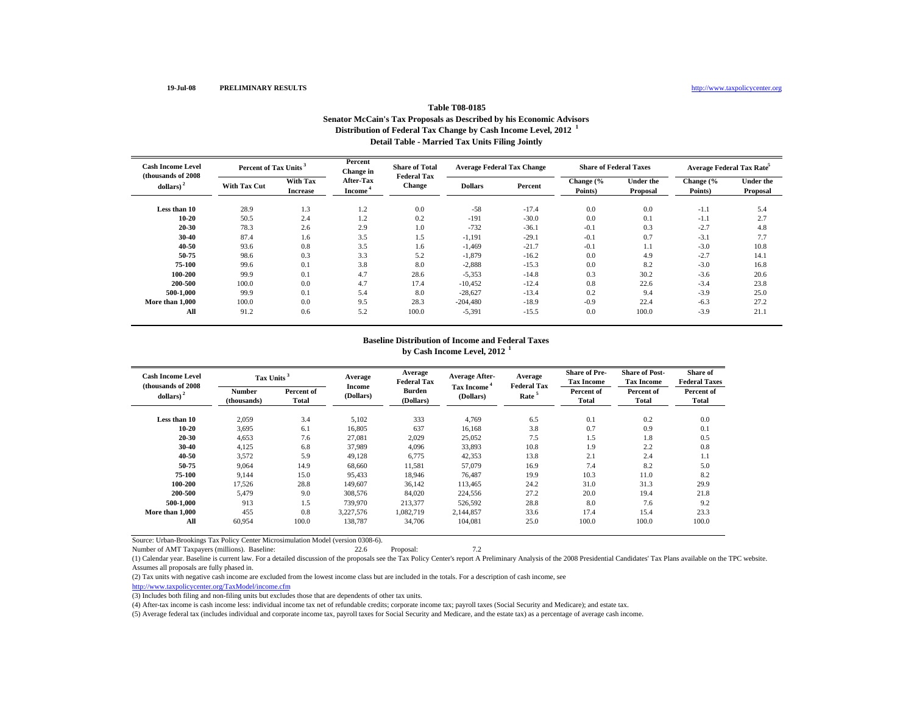19-Jul-08 **PRELIMINARY RESULTS** http://www.taxpolicycenter.org

**Table T08-0185**

**Senator McCain's Tax Proposals as Described by his Economic Advisors**

**Distribution of Federal Tax Change by Cash Income Level, 2012 [1]**

**Detail Table - Married Tax Units Filing Jointly**

| Cash Income Level (thousands of 2008 dollars) [2] | Percent of Tax Units [3] | | Percent Change in After-Tax Income [4] | Share of Total Federal Tax Change | Average Federal Tax Change | | Share of Federal Taxes | | Average Federal Tax Rate [5] | |
|---|---|---|---|---|---|---|---|---|---|---|
| | With Tax Cut | With Tax Increase | | | Dollars | Percent | Change (% Points) | Under the Proposal | Change (% Points) | Under the Proposal |
| Less than 10 | 28.9 | 1.3 | 1.2 | 0.0 | -58 | -17.4 | 0.0 | 0.0 | -1.1 | 5.4 |
| 10-20 | 50.5 | 2.4 | 1.2 | 0.2 | -191 | -30.0 | 0.0 | 0.1 | -1.1 | 2.7 |
| 20-30 | 78.3 | 2.6 | 2.9 | 1.0 | -732 | -36.1 | -0.1 | 0.3 | -2.7 | 4.8 |
| 30-40 | 87.4 | 1.6 | 3.5 | 1.5 | -1,191 | -29.1 | -0.1 | 0.7 | -3.1 | 7.7 |
| 40-50 | 93.6 | 0.8 | 3.5 | 1.6 | -1,469 | -21.7 | -0.1 | 1.1 | -3.0 | 10.8 |
| 50-75 | 98.6 | 0.3 | 3.3 | 5.2 | -1,879 | -16.2 | 0.0 | 4.9 | -2.7 | 14.1 |
| 75-100 | 99.6 | 0.1 | 3.8 | 8.0 | -2,888 | -15.3 | 0.0 | 8.2 | -3.0 | 16.8 |
| 100-200 | 99.9 | 0.1 | 4.7 | 28.6 | -5,353 | -14.8 | 0.3 | 30.2 | -3.6 | 20.6 |
| 200-500 | 100.0 | 0.0 | 4.7 | 17.4 | -10,452 | -12.4 | 0.8 | 22.6 | -3.4 | 23.8 |
| 500-1,000 | 99.9 | 0.1 | 5.4 | 8.0 | -28,627 | -13.4 | 0.2 | 9.4 | -3.9 | 25.0 |
| More than 1,000 | 100.0 | 0.0 | 9.5 | 28.3 | -204,480 | -18.9 | -0.9 | 22.4 | -6.3 | 27.2 |
| All | 91.2 | 0.6 | 5.2 | 100.0 | -5,391 | -15.5 | 0.0 | 100.0 | -3.9 | 21.1 |

**Baseline Distribution of Income and Federal Taxes**

**by Cash Income Level, 2012 [1]**

| Cash Income Level (thousands of 2008 dollars) [2] | Tax Units [3] | | Average Income (Dollars) | Average Federal Tax Burden (Dollars) | Average After-Tax Income [4] (Dollars) | Average Federal Tax Rate [5] | Share of Pre-Tax Income | Share of Post-Tax Income | Share of Federal Taxes |
|---|---|---|---|---|---|---|---|---|---|
| | Number (thousands) | Percent of Total | | | | | Percent of Total | Percent of Total | Percent of Total |
| Less than 10 | 2,059 | 3.4 | 5,102 | 333 | 4,769 | 6.5 | 0.1 | 0.2 | 0.0 |
| 10-20 | 3,695 | 6.1 | 16,805 | 637 | 16,168 | 3.8 | 0.7 | 0.9 | 0.1 |
| 20-30 | 4,653 | 7.6 | 27,081 | 2,029 | 25,052 | 7.5 | 1.5 | 1.8 | 0.5 |
| 30-40 | 4,125 | 6.8 | 37,989 | 4,096 | 33,893 | 10.8 | 1.9 | 2.2 | 0.8 |
| 40-50 | 3,572 | 5.9 | 49,128 | 6,775 | 42,353 | 13.8 | 2.1 | 2.4 | 1.1 |
| 50-75 | 9,064 | 14.9 | 68,660 | 11,581 | 57,079 | 16.9 | 7.4 | 8.2 | 5.0 |
| 75-100 | 9,144 | 15.0 | 95,433 | 18,946 | 76,487 | 19.9 | 10.3 | 11.0 | 8.2 |
| 100-200 | 17,526 | 28.8 | 149,607 | 36,142 | 113,465 | 24.2 | 31.0 | 31.3 | 29.9 |
| 200-500 | 5,479 | 9.0 | 308,576 | 84,020 | 224,556 | 27.2 | 20.0 | 19.4 | 21.8 |
| 500-1,000 | 913 | 1.5 | 739,970 | 213,377 | 526,592 | 28.8 | 8.0 | 7.6 | 9.2 |
| More than 1,000 | 455 | 0.8 | 3,227,576 | 1,082,719 | 2,144,857 | 33.6 | 17.4 | 15.4 | 23.3 |
| All | 60,954 | 100.0 | 138,787 | 34,706 | 104,081 | 25.0 | 100.0 | 100.0 | 100.0 |

Source: Urban-Brookings Tax Policy Center Microsimulation Model (version 0308-6).

Number of AMT Taxpayers (millions). Baseline: 22.6 Proposal: 7.2

(1) Calendar year. Baseline is current law. For a detailed discussion of the proposals see the Tax Policy Center's report A Preliminary Analysis of the 2008 Presidential Candidates' Tax Plans available on the TPC website. Assumes all proposals are fully phased in.

(2) Tax units with negative cash income are excluded from the lowest income class but are included in the totals. For a description of cash income, see http://www.taxpolicycenter.org/TaxModel/income.cfm

(3) Includes both filing and non-filing units but excludes those that are dependents of other tax units.

(4) After-tax income is cash income less: individual income tax net of refundable credits; corporate income tax; payroll taxes (Social Security and Medicare); and estate tax.

(5) Average federal tax (includes individual and corporate income tax, payroll taxes for Social Security and Medicare, and the estate tax) as a percentage of average cash income.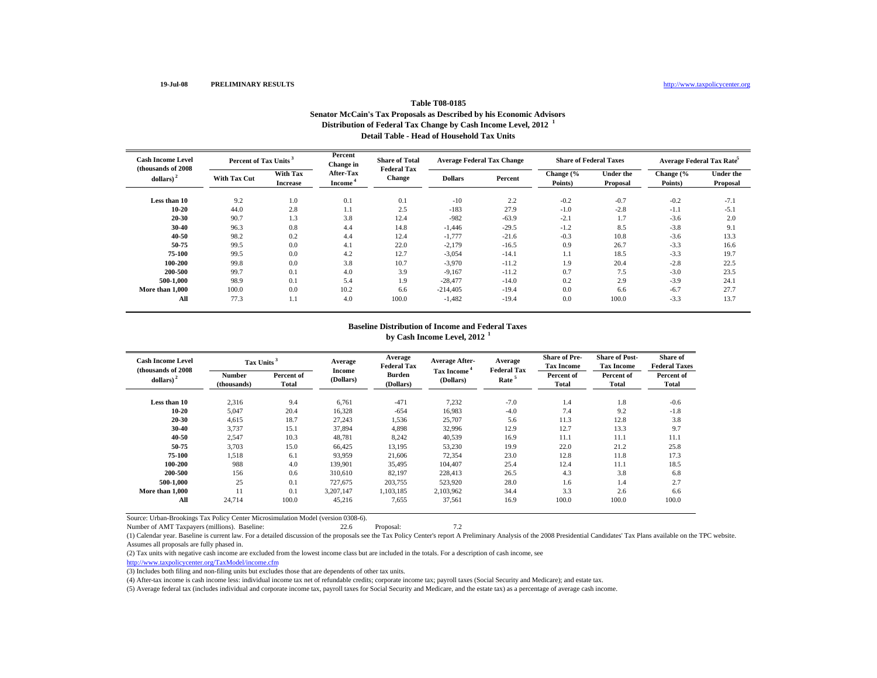19-Jul-08 **PRELIMINARY RESULTS** http://www.taxpolicycenter.org

## Table T08-0185
### Senator McCain's Tax Proposals as Described by his Economic Advisors
### Distribution of Federal Tax Change by Cash Income Level, 2012 [1]
### Detail Table - Head of Household Tax Units

| Cash Income Level (thousands of 2008 dollars) [2] | Percent of Tax Units [3] | | Percent Change in After-Tax Income [4] | Share of Total Federal Tax Change | Average Federal Tax Change | | Share of Federal Taxes | | Average Federal Tax Rate [5] | |
|---|---|---|---|---|---|---|---|---|---|---|
| | With Tax Cut | With Tax Increase | | | Dollars | Percent | Change (% Points) | Under the Proposal | Change (% Points) | Under the Proposal |
| Less than 10 | 9.2 | 1.0 | 0.1 | 0.1 | -10 | 2.2 | -0.2 | -0.7 | -0.2 | -7.1 |
| 10-20 | 44.0 | 2.8 | 1.1 | 2.5 | -183 | 27.9 | -1.0 | -2.8 | -1.1 | -5.1 |
| 20-30 | 90.7 | 1.3 | 3.8 | 12.4 | -982 | -63.9 | -2.1 | 1.7 | -3.6 | 2.0 |
| 30-40 | 96.3 | 0.8 | 4.4 | 14.8 | -1,446 | -29.5 | -1.2 | 8.5 | -3.8 | 9.1 |
| 40-50 | 98.2 | 0.2 | 4.4 | 12.4 | -1,777 | -21.6 | -0.3 | 10.8 | -3.6 | 13.3 |
| 50-75 | 99.5 | 0.0 | 4.1 | 22.0 | -2,179 | -16.5 | 0.9 | 26.7 | -3.3 | 16.6 |
| 75-100 | 99.5 | 0.0 | 4.2 | 12.7 | -3,054 | -14.1 | 1.1 | 18.5 | -3.3 | 19.7 |
| 100-200 | 99.8 | 0.0 | 3.8 | 10.7 | -3,970 | -11.2 | 1.9 | 20.4 | -2.8 | 22.5 |
| 200-500 | 99.7 | 0.1 | 4.0 | 3.9 | -9,167 | -11.2 | 0.7 | 7.5 | -3.0 | 23.5 |
| 500-1,000 | 98.9 | 0.1 | 5.4 | 1.9 | -28,477 | -14.0 | 0.2 | 2.9 | -3.9 | 24.1 |
| More than 1,000 | 100.0 | 0.0 | 10.2 | 6.6 | -214,405 | -19.4 | 0.0 | 6.6 | -6.7 | 27.7 |
| All | 77.3 | 1.1 | 4.0 | 100.0 | -1,482 | -19.4 | 0.0 | 100.0 | -3.3 | 13.7 |

### Baseline Distribution of Income and Federal Taxes by Cash Income Level, 2012 [1]

| Cash Income Level (thousands of 2008 dollars) [2] | Tax Units [3] | | Average Income (Dollars) | Average Federal Tax Burden (Dollars) | Average After-Tax Income [4] (Dollars) | Average Federal Tax Rate [5] | Share of Pre-Tax Income | Share of Post-Tax Income | Share of Federal Taxes |
|---|---|---|---|---|---|---|---|---|---|
| | Number (thousands) | Percent of Total | | | | | Percent of Total | Percent of Total | Percent of Total |
| Less than 10 | 2,316 | 9.4 | 6,761 | -471 | 7,232 | -7.0 | 1.4 | 1.8 | -0.6 |
| 10-20 | 5,047 | 20.4 | 16,328 | -654 | 16,983 | -4.0 | 7.4 | 9.2 | -1.8 |
| 20-30 | 4,615 | 18.7 | 27,243 | 1,536 | 25,707 | 5.6 | 11.3 | 12.8 | 3.8 |
| 30-40 | 3,737 | 15.1 | 37,894 | 4,898 | 32,996 | 12.9 | 12.7 | 13.3 | 9.7 |
| 40-50 | 2,547 | 10.3 | 48,781 | 8,242 | 40,539 | 16.9 | 11.1 | 11.1 | 11.1 |
| 50-75 | 3,703 | 15.0 | 66,425 | 13,195 | 53,230 | 19.9 | 22.0 | 21.2 | 25.8 |
| 75-100 | 1,518 | 6.1 | 93,959 | 21,606 | 72,354 | 23.0 | 12.8 | 11.8 | 17.3 |
| 100-200 | 988 | 4.0 | 139,901 | 35,495 | 104,407 | 25.4 | 12.4 | 11.1 | 18.5 |
| 200-500 | 156 | 0.6 | 310,610 | 82,197 | 228,413 | 26.5 | 4.3 | 3.8 | 6.8 |
| 500-1,000 | 25 | 0.1 | 727,675 | 203,755 | 523,920 | 28.0 | 1.6 | 1.4 | 2.7 |
| More than 1,000 | 11 | 0.1 | 3,207,147 | 1,103,185 | 2,103,962 | 34.4 | 3.3 | 2.6 | 6.6 |
| All | 24,714 | 100.0 | 45,216 | 7,655 | 37,561 | 16.9 | 100.0 | 100.0 | 100.0 |

Source: Urban-Brookings Tax Policy Center Microsimulation Model (version 0308-6).

Number of AMT Taxpayers (millions). Baseline: 22.6 Proposal: 7.2

(1) Calendar year. Baseline is current law. For a detailed discussion of the proposals see the Tax Policy Center's report A Preliminary Analysis of the 2008 Presidential Candidates' Tax Plans available on the TPC website. Assumes all proposals are fully phased in.

(2) Tax units with negative cash income are excluded from the lowest income class but are included in the totals. For a description of cash income, see http://www.taxpolicycenter.org/TaxModel/income.cfm

(3) Includes both filing and non-filing units but excludes those that are dependents of other tax units.

(4) After-tax income is cash income less: individual income tax net of refundable credits; corporate income tax; payroll taxes (Social Security and Medicare); and estate tax.

(5) Average federal tax (includes individual and corporate income tax, payroll taxes for Social Security and Medicare, and the estate tax) as a percentage of average cash income.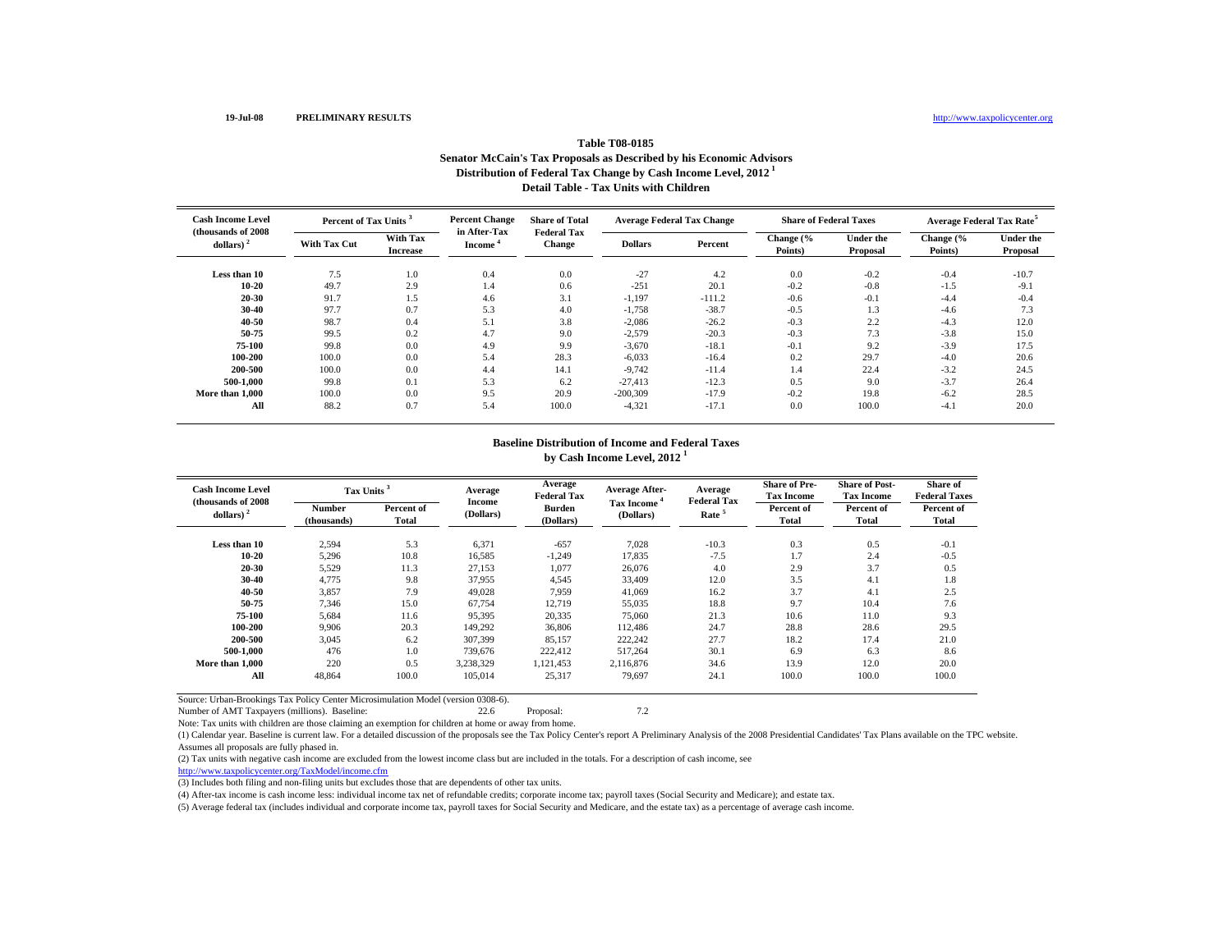19-Jul-08 **PRELIMINARY RESULTS** http://www.taxpolicycenter.org

## Table T08-0185
## Senator McCain's Tax Proposals as Described by his Economic Advisors
## Distribution of Federal Tax Change by Cash Income Level, 2012 [1]
## Detail Table - Tax Units with Children

| Cash Income Level (thousands of 2008 dollars) [2] | Percent of Tax Units [3] | | Percent Change in After-Tax Income [4] | Share of Total Federal Tax Change | Average Federal Tax Change | | Share of Federal Taxes | | Average Federal Tax Rate [5] | |
|---|---|---|---|---|---|---|---|---|---|---|
| | With Tax Cut | With Tax Increase | | | Dollars | Percent | Change (% Points) | Under the Proposal | Change (% Points) | Under the Proposal |
| Less than 10 | 7.5 | 1.0 | 0.4 | 0.0 | -27 | 4.2 | 0.0 | -0.2 | -0.4 | -10.7 |
| 10-20 | 49.7 | 2.9 | 1.4 | 0.6 | -251 | 20.1 | -0.2 | -0.8 | -1.5 | -9.1 |
| 20-30 | 91.7 | 1.5 | 4.6 | 3.1 | -1,197 | -111.2 | -0.6 | -0.1 | -4.4 | -0.4 |
| 30-40 | 97.7 | 0.7 | 5.3 | 4.0 | -1,758 | -38.7 | -0.5 | 1.3 | -4.6 | 7.3 |
| 40-50 | 98.7 | 0.4 | 5.1 | 3.8 | -2,086 | -26.2 | -0.3 | 2.2 | -4.3 | 12.0 |
| 50-75 | 99.5 | 0.2 | 4.7 | 9.0 | -2,579 | -20.3 | -0.3 | 7.3 | -3.8 | 15.0 |
| 75-100 | 99.8 | 0.0 | 4.9 | 9.9 | -3,670 | -18.1 | -0.1 | 9.2 | -3.9 | 17.5 |
| 100-200 | 100.0 | 0.0 | 5.4 | 28.3 | -6,033 | -16.4 | 0.2 | 29.7 | -4.0 | 20.6 |
| 200-500 | 100.0 | 0.0 | 4.4 | 14.1 | -9,742 | -11.4 | 1.4 | 22.4 | -3.2 | 24.5 |
| 500-1,000 | 99.8 | 0.1 | 5.3 | 6.2 | -27,413 | -12.3 | 0.5 | 9.0 | -3.7 | 26.4 |
| More than 1,000 | 100.0 | 0.0 | 9.5 | 20.9 | -200,309 | -17.9 | -0.2 | 19.8 | -6.2 | 28.5 |
| All | 88.2 | 0.7 | 5.4 | 100.0 | -4,321 | -17.1 | 0.0 | 100.0 | -4.1 | 20.0 |

## Baseline Distribution of Income and Federal Taxes
## by Cash Income Level, 2012 [1]

| Cash Income Level (thousands of 2008 dollars) [2] | Tax Units [3] | | Average Income (Dollars) | Average Federal Tax Burden (Dollars) | Average After-Tax Income [4] (Dollars) | Average Federal Tax Rate [5] | Share of Pre-Tax Income Percent of Total | Share of Post-Tax Income Percent of Total | Share of Federal Taxes Percent of Total |
|---|---|---|---|---|---|---|---|---|---|
| | Number (thousands) | Percent of Total | | | | | | | |
| Less than 10 | 2,594 | 5.3 | 6,371 | -657 | 7,028 | -10.3 | 0.3 | 0.5 | -0.1 |
| 10-20 | 5,296 | 10.8 | 16,585 | -1,249 | 17,835 | -7.5 | 1.7 | 2.4 | -0.5 |
| 20-30 | 5,529 | 11.3 | 27,153 | 1,077 | 26,076 | 4.0 | 2.9 | 3.7 | 0.5 |
| 30-40 | 4,775 | 9.8 | 37,955 | 4,545 | 33,409 | 12.0 | 3.5 | 4.1 | 1.8 |
| 40-50 | 3,857 | 7.9 | 49,028 | 7,959 | 41,069 | 16.2 | 3.7 | 4.1 | 2.5 |
| 50-75 | 7,346 | 15.0 | 67,754 | 12,719 | 55,035 | 18.8 | 9.7 | 10.4 | 7.6 |
| 75-100 | 5,684 | 11.6 | 95,395 | 20,335 | 75,060 | 21.3 | 10.6 | 11.0 | 9.3 |
| 100-200 | 9,906 | 20.3 | 149,292 | 36,806 | 112,486 | 24.7 | 28.8 | 28.6 | 29.5 |
| 200-500 | 3,045 | 6.2 | 307,399 | 85,157 | 222,242 | 27.7 | 18.2 | 17.4 | 21.0 |
| 500-1,000 | 476 | 1.0 | 739,676 | 222,412 | 517,264 | 30.1 | 6.9 | 6.3 | 8.6 |
| More than 1,000 | 220 | 0.5 | 3,238,329 | 1,121,453 | 2,116,876 | 34.6 | 13.9 | 12.0 | 20.0 |
| All | 48,864 | 100.0 | 105,014 | 25,317 | 79,697 | 24.1 | 100.0 | 100.0 | 100.0 |

Source: Urban-Brookings Tax Policy Center Microsimulation Model (version 0308-6).

Number of AMT Taxpayers (millions). Baseline: 22.6 Proposal: 7.2

Note: Tax units with children are those claiming an exemption for children at home or away from home.

(1) Calendar year. Baseline is current law. For a detailed discussion of the proposals see the Tax Policy Center's report A Preliminary Analysis of the 2008 Presidential Candidates' Tax Plans available on the TPC website. Assumes all proposals are fully phased in.

(2) Tax units with negative cash income are excluded from the lowest income class but are included in the totals. For a description of cash income, see http://www.taxpolicycenter.org/TaxModel/income.cfm

(3) Includes both filing and non-filing units but excludes those that are dependents of other tax units.

(4) After-tax income is cash income less: individual income tax net of refundable credits; corporate income tax; payroll taxes (Social Security and Medicare); and estate tax.

(5) Average federal tax (includes individual and corporate income tax, payroll taxes for Social Security and Medicare, and the estate tax) as a percentage of average cash income.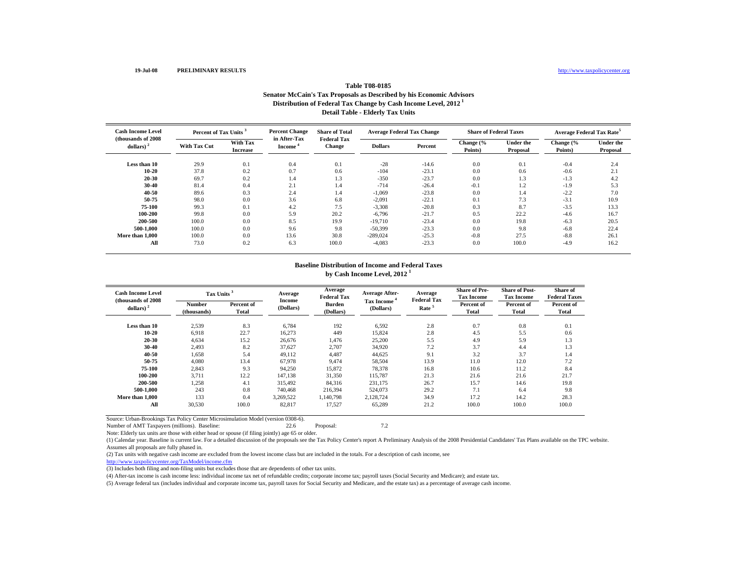19-Jul-08 PRELIMINARY RESULTS http://www.taxpolicycenter.org

## Table T08-0185
## Senator McCain's Tax Proposals as Described by his Economic Advisors
## Distribution of Federal Tax Change by Cash Income Level, 2012 [1]
## Detail Table - Elderly Tax Units

| Cash Income Level (thousands of 2008 dollars) [2] | Percent of Tax Units [3] | | Percent Change in After-Tax Income [4] | Share of Total Federal Tax Change | Average Federal Tax Change | | Share of Federal Taxes | | Average Federal Tax Rate [5] | |
|---|---|---|---|---|---|---|---|---|---|---|
| | With Tax Cut | With Tax Increase | | | Dollars | Percent | Change (% Points) | Under the Proposal | Change (% Points) | Under the Proposal |
| Less than 10 | 29.9 | 0.1 | 0.4 | 0.1 | -28 | -14.6 | 0.0 | 0.1 | -0.4 | 2.4 |
| 10-20 | 37.8 | 0.2 | 0.7 | 0.6 | -104 | -23.1 | 0.0 | 0.6 | -0.6 | 2.1 |
| 20-30 | 69.7 | 0.2 | 1.4 | 1.3 | -350 | -23.7 | 0.0 | 1.3 | -1.3 | 4.2 |
| 30-40 | 81.4 | 0.4 | 2.1 | 1.4 | -714 | -26.4 | -0.1 | 1.2 | -1.9 | 5.3 |
| 40-50 | 89.6 | 0.3 | 2.4 | 1.4 | -1,069 | -23.8 | 0.0 | 1.4 | -2.2 | 7.0 |
| 50-75 | 98.0 | 0.0 | 3.6 | 6.8 | -2,091 | -22.1 | 0.1 | 7.3 | -3.1 | 10.9 |
| 75-100 | 99.3 | 0.1 | 4.2 | 7.5 | -3,308 | -20.8 | 0.3 | 8.7 | -3.5 | 13.3 |
| 100-200 | 99.8 | 0.0 | 5.9 | 20.2 | -6,796 | -21.7 | 0.5 | 22.2 | -4.6 | 16.7 |
| 200-500 | 100.0 | 0.0 | 8.5 | 19.9 | -19,710 | -23.4 | 0.0 | 19.8 | -6.3 | 20.5 |
| 500-1,000 | 100.0 | 0.0 | 9.6 | 9.8 | -50,399 | -23.3 | 0.0 | 9.8 | -6.8 | 22.4 |
| More than 1,000 | 100.0 | 0.0 | 13.6 | 30.8 | -289,024 | -25.3 | -0.8 | 27.5 | -8.8 | 26.1 |
| All | 73.0 | 0.2 | 6.3 | 100.0 | -4,083 | -23.3 | 0.0 | 100.0 | -4.9 | 16.2 |

### Baseline Distribution of Income and Federal Taxes by Cash Income Level, 2012 [1]

| Cash Income Level (thousands of 2008 dollars) [2] | Tax Units [3] | | Average Income (Dollars) | Average Federal Tax Burden (Dollars) | Average After-Tax Income [4] (Dollars) | Average Federal Tax Rate [5] | Share of Pre-Tax Income Percent of Total | Share of Post-Tax Income Percent of Total | Share of Federal Taxes Percent of Total |
|---|---|---|---|---|---|---|---|---|---|
| | Number (thousands) | Percent of Total | | | | | | | |
| Less than 10 | 2,539 | 8.3 | 6,784 | 192 | 6,592 | 2.8 | 0.7 | 0.8 | 0.1 |
| 10-20 | 6,918 | 22.7 | 16,273 | 449 | 15,824 | 2.8 | 4.5 | 5.5 | 0.6 |
| 20-30 | 4,634 | 15.2 | 26,676 | 1,476 | 25,200 | 5.5 | 4.9 | 5.9 | 1.3 |
| 30-40 | 2,493 | 8.2 | 37,627 | 2,707 | 34,920 | 7.2 | 3.7 | 4.4 | 1.3 |
| 40-50 | 1,658 | 5.4 | 49,112 | 4,487 | 44,625 | 9.1 | 3.2 | 3.7 | 1.4 |
| 50-75 | 4,080 | 13.4 | 67,978 | 9,474 | 58,504 | 13.9 | 11.0 | 12.0 | 7.2 |
| 75-100 | 2,843 | 9.3 | 94,250 | 15,872 | 78,378 | 16.8 | 10.6 | 11.2 | 8.4 |
| 100-200 | 3,711 | 12.2 | 147,138 | 31,350 | 115,787 | 21.3 | 21.6 | 21.6 | 21.7 |
| 200-500 | 1,258 | 4.1 | 315,492 | 84,316 | 231,175 | 26.7 | 15.7 | 14.6 | 19.8 |
| 500-1,000 | 243 | 0.8 | 740,468 | 216,394 | 524,073 | 29.2 | 7.1 | 6.4 | 9.8 |
| More than 1,000 | 133 | 0.4 | 3,269,522 | 1,140,798 | 2,128,724 | 34.9 | 17.2 | 14.2 | 28.3 |
| All | 30,530 | 100.0 | 82,817 | 17,527 | 65,289 | 21.2 | 100.0 | 100.0 | 100.0 |

Source: Urban-Brookings Tax Policy Center Microsimulation Model (version 0308-6).

Number of AMT Taxpayers (millions). Baseline: 22.6 Proposal: 7.2

Note: Elderly tax units are those with either head or spouse (if filing jointly) age 65 or older.

(1) Calendar year. Baseline is current law. For a detailed discussion of the proposals see the Tax Policy Center's report A Preliminary Analysis of the 2008 Presidential Candidates' Tax Plans available on the TPC website. Assumes all proposals are fully phased in.

(2) Tax units with negative cash income are excluded from the lowest income class but are included in the totals. For a description of cash income, see http://www.taxpolicycenter.org/TaxModel/income.cfm

(3) Includes both filing and non-filing units but excludes those that are dependents of other tax units.

(4) After-tax income is cash income less: individual income tax net of refundable credits; corporate income tax; payroll taxes (Social Security and Medicare); and estate tax.

(5) Average federal tax (includes individual and corporate income tax, payroll taxes for Social Security and Medicare, and the estate tax) as a percentage of average cash income.